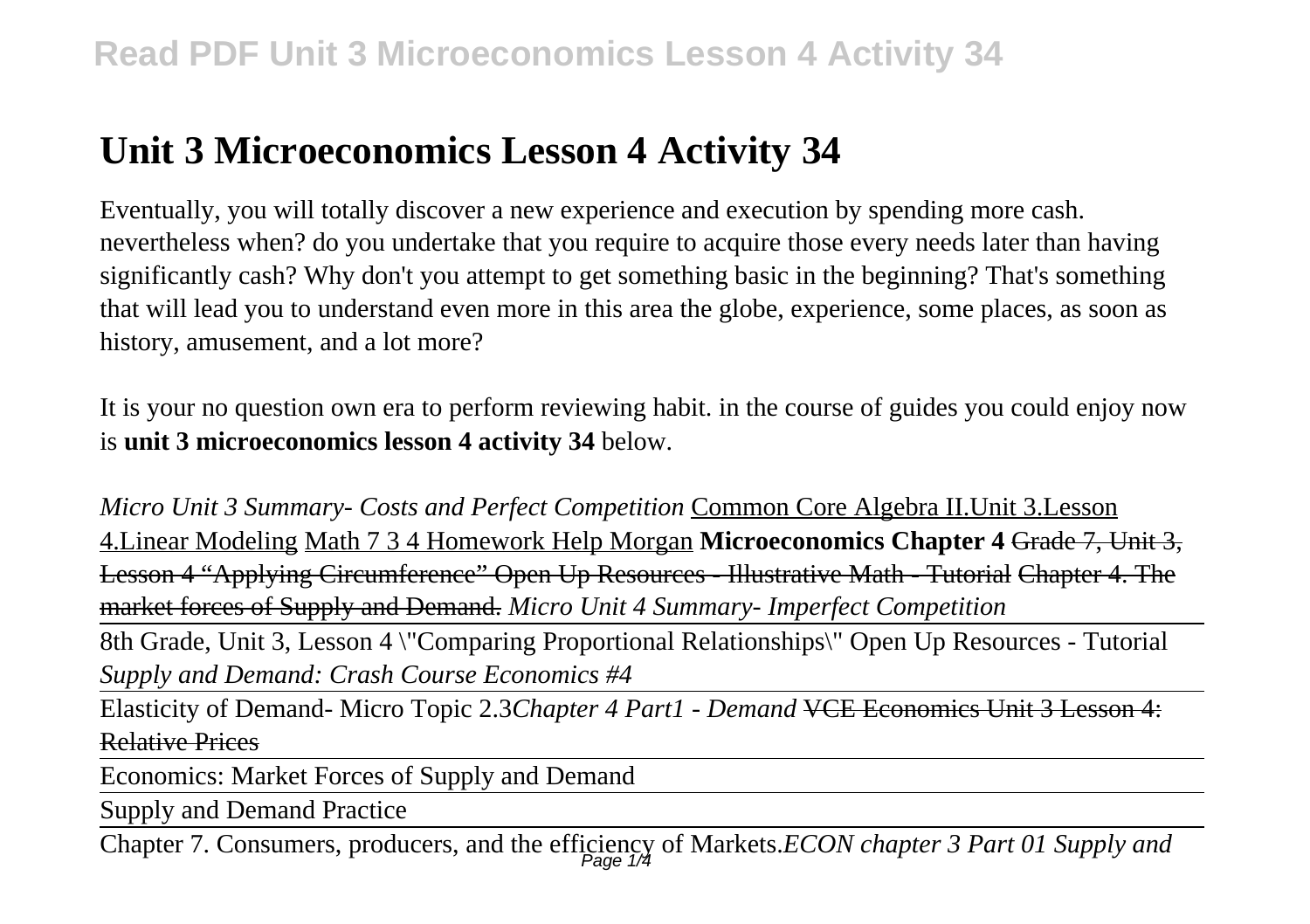# Unit 3 Microeconomics Lesson 4 Activity 34

Eventually, you will totally discover a new experience and execution by spending more cash. nevertheless when? do you undertake that you require to acquire those every needs later than having significantly cash? Why don't you attempt to get something basic in the beginning? That's something that will lead you to understand even more in this area the globe, experience, some places, as soon as history, amusement, and a lot more?

It is your no question own era to perform reviewing habit. in the course of guides you could enjoy now is **unit 3 microeconomics lesson 4 activity 34** below.

*Micro Unit 3 Summary- Costs and Perfect Competition* Common Core Algebra II.Unit 3.Lesson 4.Linear Modeling Math 7 3 4 Homework Help Morgan **Microeconomics Chapter 4** ~~Grade 7, Unit 3, Lesson 4 "Applying Circumference" Open Up Resources - Illustrative Math - Tutorial~~ ~~Chapter 4. The market forces of Supply and Demand.~~ *Micro Unit 4 Summary- Imperfect Competition*

8th Grade, Unit 3, Lesson 4 \"Comparing Proportional Relationships\" Open Up Resources - Tutorial *Supply and Demand: Crash Course Economics #4*

Elasticity of Demand- Micro Topic 2.3*Chapter 4 Part1 - Demand* ~~VCE Economics Unit 3 Lesson 4: Relative Prices~~

Economics: Market Forces of Supply and Demand

Supply and Demand Practice

Chapter 7. Consumers, producers, and the efficiency of Markets.*ECON chapter 3 Part 01 Supply and*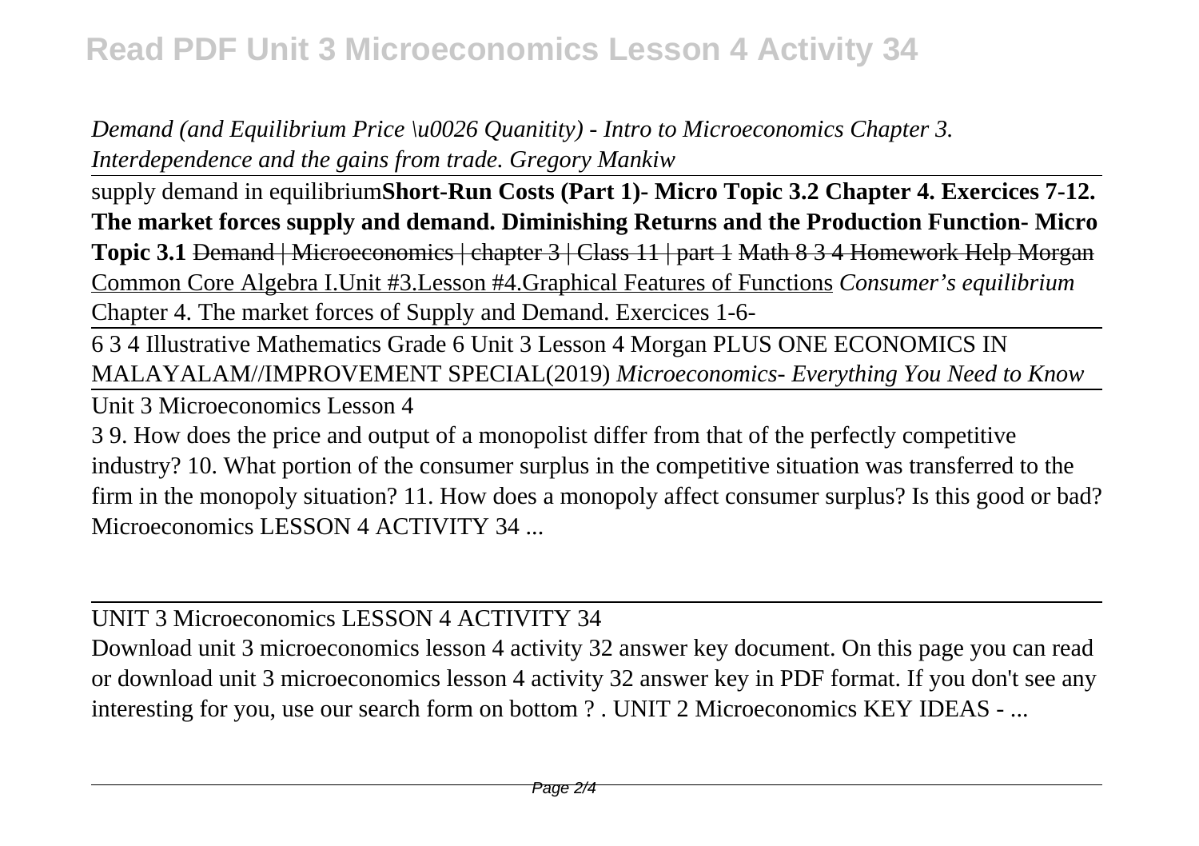*Demand (and Equilibrium Price \u0026 Quanitity) - Intro to Microeconomics Chapter 3. Interdependence and the gains from trade. Gregory Mankiw*

supply demand in equilibrium**Short-Run Costs (Part 1)- Micro Topic 3.2 Chapter 4. Exercices 7-12. The market forces supply and demand. Diminishing Returns and the Production Function- Micro Topic 3.1** ~~Demand | Microeconomics | chapter 3 | Class 11 | part 1~~ ~~Math 8 3 4 Homework Help Morgan~~ Common Core Algebra I.Unit #3.Lesson #4.Graphical Features of Functions *Consumer's equilibrium* Chapter 4. The market forces of Supply and Demand. Exercices 1-6-

6 3 4 Illustrative Mathematics Grade 6 Unit 3 Lesson 4 Morgan PLUS ONE ECONOMICS IN MALAYALAM//IMPROVEMENT SPECIAL(2019) *Microeconomics- Everything You Need to Know*

Unit 3 Microeconomics Lesson 4

3 9. How does the price and output of a monopolist differ from that of the perfectly competitive industry? 10. What portion of the consumer surplus in the competitive situation was transferred to the firm in the monopoly situation? 11. How does a monopoly affect consumer surplus? Is this good or bad? Microeconomics LESSON 4 ACTIVITY 34 ...

UNIT 3 Microeconomics LESSON 4 ACTIVITY 34

Download unit 3 microeconomics lesson 4 activity 32 answer key document. On this page you can read or download unit 3 microeconomics lesson 4 activity 32 answer key in PDF format. If you don't see any interesting for you, use our search form on bottom ? . UNIT 2 Microeconomics KEY IDEAS - ...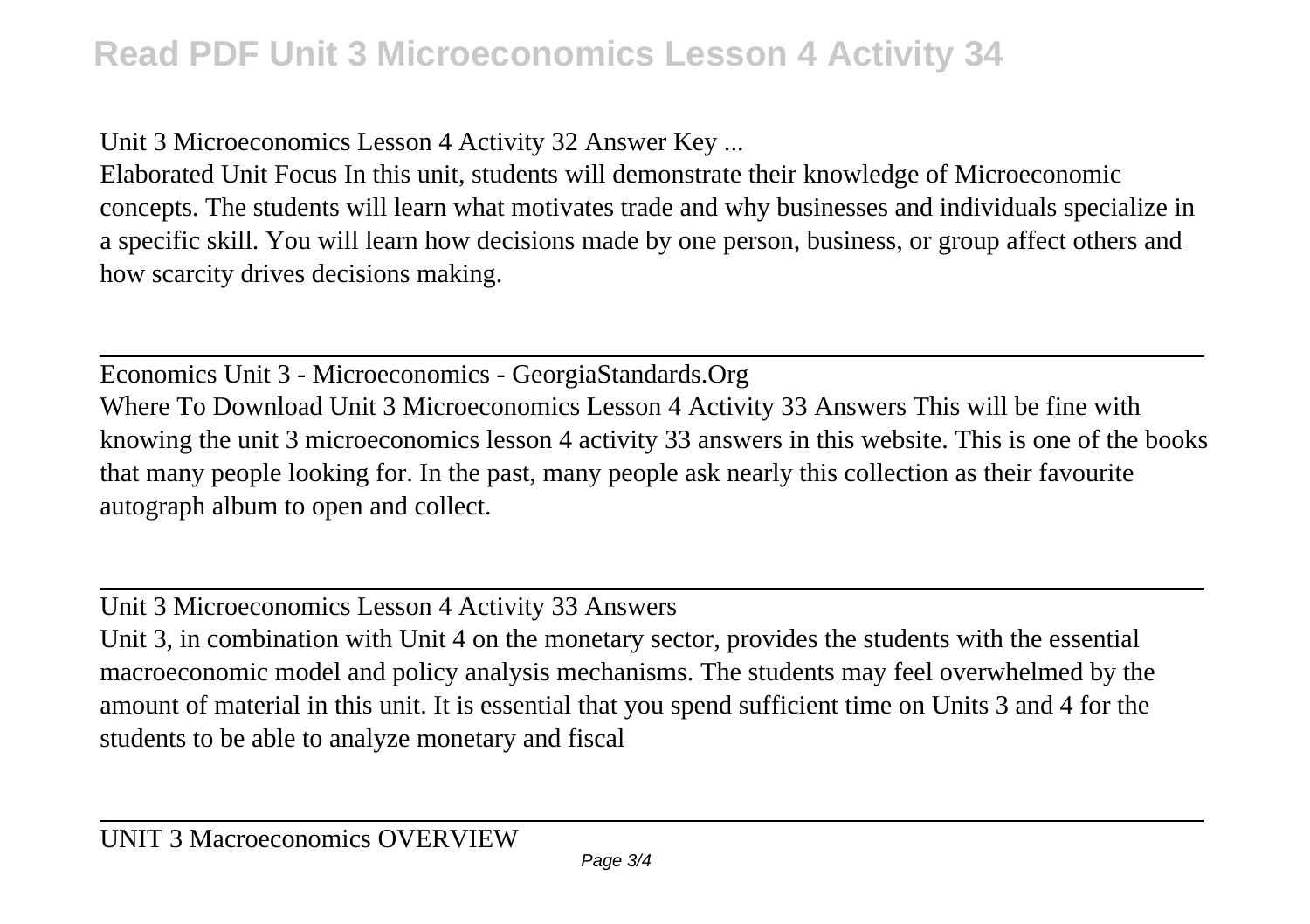Unit 3 Microeconomics Lesson 4 Activity 32 Answer Key ...

Elaborated Unit Focus In this unit, students will demonstrate their knowledge of Microeconomic concepts. The students will learn what motivates trade and why businesses and individuals specialize in a specific skill. You will learn how decisions made by one person, business, or group affect others and how scarcity drives decisions making.

---

Economics Unit 3 - Microeconomics - GeorgiaStandards.Org

Where To Download Unit 3 Microeconomics Lesson 4 Activity 33 Answers This will be fine with knowing the unit 3 microeconomics lesson 4 activity 33 answers in this website. This is one of the books that many people looking for. In the past, many people ask nearly this collection as their favourite autograph album to open and collect.

---

Unit 3 Microeconomics Lesson 4 Activity 33 Answers

Unit 3, in combination with Unit 4 on the monetary sector, provides the students with the essential macroeconomic model and policy analysis mechanisms. The students may feel overwhelmed by the amount of material in this unit. It is essential that you spend sufficient time on Units 3 and 4 for the students to be able to analyze monetary and fiscal

---

UNIT 3 Macroeconomics OVERVIEW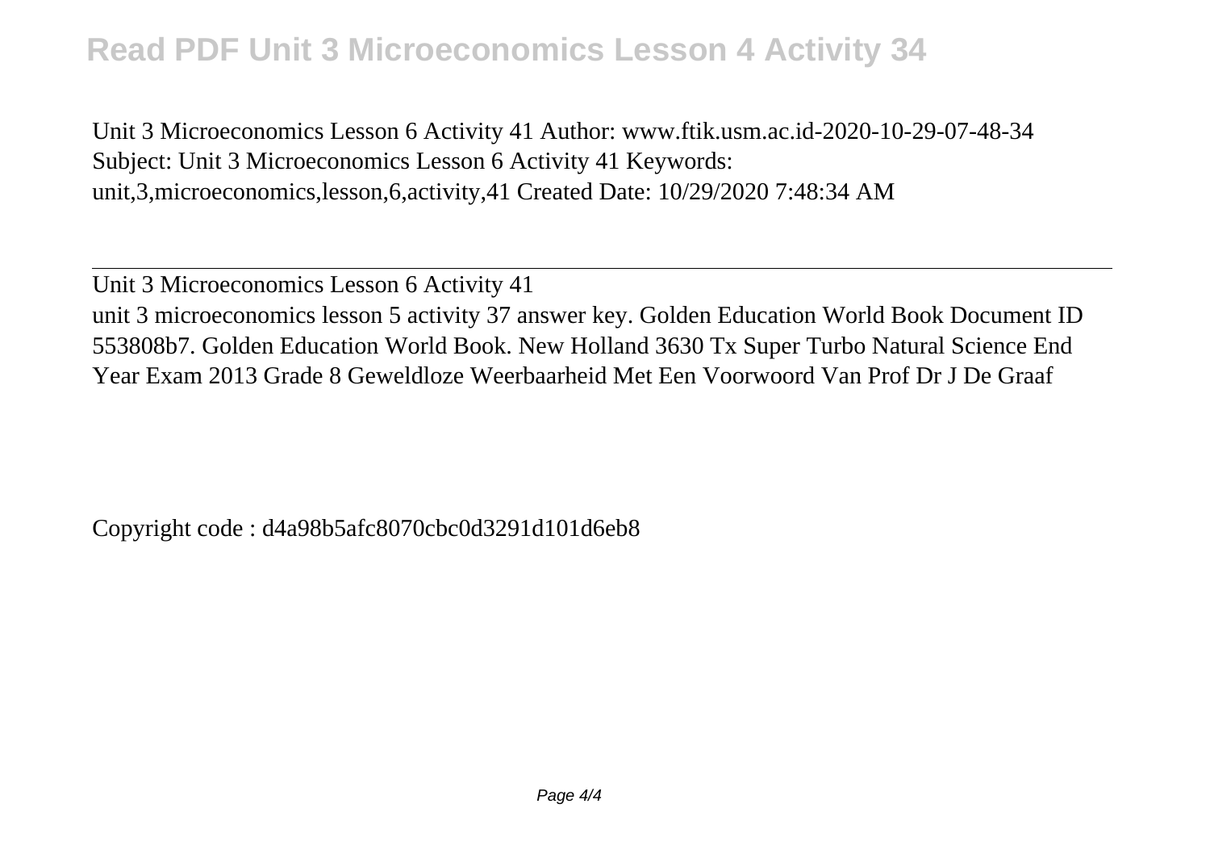Unit 3 Microeconomics Lesson 6 Activity 41 Author: www.ftik.usm.ac.id-2020-10-29-07-48-34 Subject: Unit 3 Microeconomics Lesson 6 Activity 41 Keywords: unit,3,microeconomics,lesson,6,activity,41 Created Date: 10/29/2020 7:48:34 AM

---

Unit 3 Microeconomics Lesson 6 Activity 41

unit 3 microeconomics lesson 5 activity 37 answer key. Golden Education World Book Document ID 553808b7. Golden Education World Book. New Holland 3630 Tx Super Turbo Natural Science End Year Exam 2013 Grade 8 Geweldloze Weerbaarheid Met Een Voorwoord Van Prof Dr J De Graaf

Copyright code : d4a98b5afc8070cbc0d3291d101d6eb8